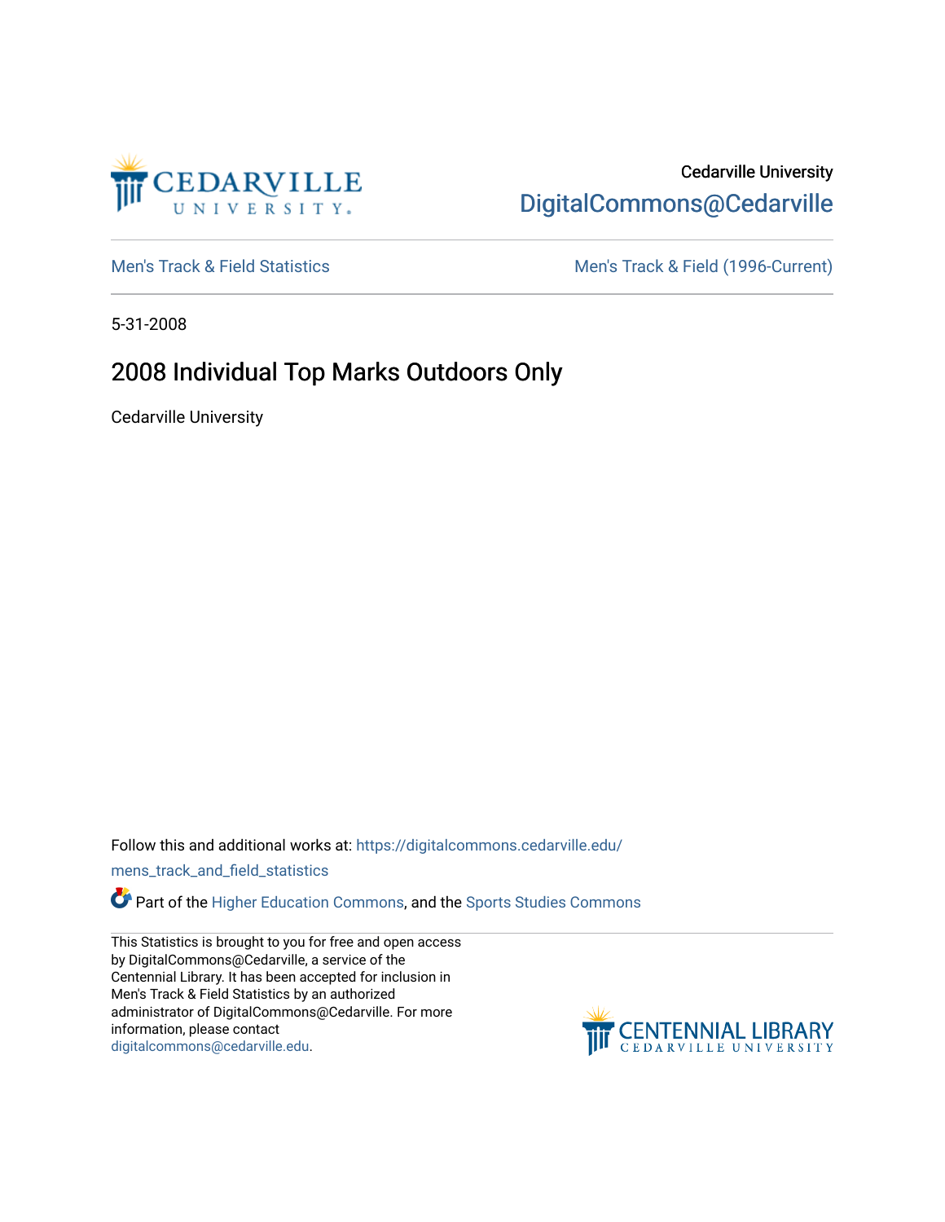Cedarville University
DigitalCommons@Cedarville

Men's Track & Field Statistics

Men's Track & Field (1996-Current)

5-31-2008

# 2008 Individual Top Marks Outdoors Only

Cedarville University

Follow this and additional works at: https://digitalcommons.cedarville.edu/mens_track_and_field_statistics

Part of the Higher Education Commons, and the Sports Studies Commons

This Statistics is brought to you for free and open access by DigitalCommons@Cedarville, a service of the Centennial Library. It has been accepted for inclusion in Men's Track & Field Statistics by an authorized administrator of DigitalCommons@Cedarville. For more information, please contact digitalcommons@cedarville.edu.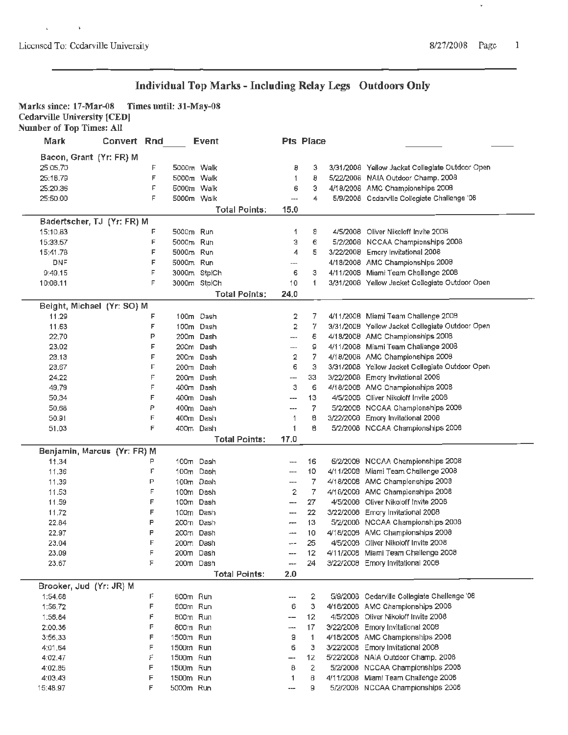Licensed To: Cedarville University 8/27/2008

# Individual Top Marks - Including Relay Legs Outdoors Only

**Marks since: 17-Mar-08 Times until: 31-May-08**
**Cedarville University [CED]**
**Number of Top Times: All**

| Mark | Convert | Rnd | Event | Pts | Place | Date | Meet |
|---|---|---|---|---|---|---|---|
| **Bacon, Grant (Yr: FR) M** | | | | | | | |
| 25:05.70 | | F | 5000m Walk | 8 | 3 | 3/31/2008 | Yellow Jacket Collegiate Outdoor Open |
| 25:18.79 | | F | 5000m Walk | 1 | 8 | 5/22/2008 | NAIA Outdoor Champ. 2008 |
| 25:20.36 | | F | 5000m Walk | 6 | 3 | 4/18/2008 | AMC Championships 2008 |
| 25:50.00 | | F | 5000m Walk | --- | 4 | 5/9/2008 | Cedarville Collegiate Challenge '08 |
| | | | Total Points: | 15.0 | | | |
| **Badertscher, TJ (Yr: FR) M** | | | | | | | |
| 15:10.83 | | F | 5000m Run | 1 | 8 | 4/5/2008 | Oliver Nikoloff Invite 2008 |
| 15:33.57 | | F | 5000m Run | 3 | 6 | 5/2/2008 | NCCAA Championships 2008 |
| 15:41.78 | | F | 5000m Run | 4 | 5 | 3/22/2008 | Emory Invitational 2008 |
| DNF | | F | 5000m Run | --- | | 4/18/2008 | AMC Championships 2008 |
| 9:49.15 | | F | 3000m StplCh | 6 | 3 | 4/11/2008 | Miami Team Challenge 2008 |
| 10:08.11 | | F | 3000m StplCh | 10 | 1 | 3/31/2008 | Yellow Jacket Collegiate Outdoor Open |
| | | | Total Points: | 24.0 | | | |
| **Beight, Michael (Yr: SO) M** | | | | | | | |
| 11.29 | | F | 100m Dash | 2 | 7 | 4/11/2008 | Miami Team Challenge 2008 |
| 11.63 | | F | 100m Dash | 2 | 7 | 3/31/2008 | Yellow Jacket Collegiate Outdoor Open |
| 22.70 | | P | 200m Dash | --- | 6 | 4/18/2008 | AMC Championships 2008 |
| 23.02 | | F | 200m Dash | --- | 9 | 4/11/2008 | Miami Team Challenge 2008 |
| 23.13 | | F | 200m Dash | 2 | 7 | 4/18/2008 | AMC Championships 2008 |
| 23.67 | | F | 200m Dash | 6 | 3 | 3/31/2008 | Yellow Jacket Collegiate Outdoor Open |
| 24.22 | | F | 200m Dash | --- | 33 | 3/22/2008 | Emory Invitational 2008 |
| 49.79 | | F | 400m Dash | 3 | 6 | 4/18/2008 | AMC Championships 2008 |
| 50.34 | | F | 400m Dash | --- | 13 | 4/5/2008 | Oliver Nikoloff Invite 2008 |
| 50.68 | | P | 400m Dash | --- | 7 | 5/2/2008 | NCCAA Championships 2008 |
| 50.91 | | F | 400m Dash | 1 | 8 | 3/22/2008 | Emory Invitational 2008 |
| 51.03 | | F | 400m Dash | 1 | 8 | 5/2/2008 | NCCAA Championships 2008 |
| | | | Total Points: | 17.0 | | | |
| **Benjamin, Marcus (Yr: FR) M** | | | | | | | |
| 11.34 | | P | 100m Dash | --- | 16 | 5/2/2008 | NCCAA Championships 2008 |
| 11.36 | | F | 100m Dash | --- | 10 | 4/11/2008 | Miami Team Challenge 2008 |
| 11.39 | | P | 100m Dash | --- | 7 | 4/18/2008 | AMC Championships 2008 |
| 11.53 | | F | 100m Dash | 2 | 7 | 4/18/2008 | AMC Championships 2008 |
| 11.59 | | F | 100m Dash | --- | 27 | 4/5/2008 | Oliver Nikoloff Invite 2008 |
| 11.72 | | F | 100m Dash | --- | 22 | 3/22/2008 | Emory Invitational 2008 |
| 22.84 | | P | 200m Dash | --- | 13 | 5/2/2008 | NCCAA Championships 2008 |
| 22.97 | | P | 200m Dash | --- | 10 | 4/18/2008 | AMC Championships 2008 |
| 23.04 | | F | 200m Dash | --- | 25 | 4/5/2008 | Oliver Nikoloff Invite 2008 |
| 23.09 | | F | 200m Dash | --- | 12 | 4/11/2008 | Miami Team Challenge 2008 |
| 23.67 | | F | 200m Dash | --- | 24 | 3/22/2008 | Emory Invitational 2008 |
| | | | Total Points: | 2.0 | | | |
| **Brooker, Jud (Yr: JR) M** | | | | | | | |
| 1:54.68 | | F | 800m Run | --- | 2 | 5/9/2008 | Cedarville Collegiate Challenge '08 |
| 1:56.72 | | F | 800m Run | 6 | 3 | 4/18/2008 | AMC Championships 2008 |
| 1:56.84 | | F | 800m Run | --- | 12 | 4/5/2008 | Oliver Nikoloff Invite 2008 |
| 2:00.36 | | F | 800m Run | --- | 17 | 3/22/2008 | Emory Invitational 2008 |
| 3:56.33 | | F | 1500m Run | 9 | 1 | 4/18/2008 | AMC Championships 2008 |
| 4:01.64 | | F | 1500m Run | 6 | 3 | 3/22/2008 | Emory Invitational 2008 |
| 4:02.47 | | F | 1500m Run | --- | 12 | 5/22/2008 | NAIA Outdoor Champ. 2008 |
| 4:02.85 | | F | 1500m Run | 8 | 2 | 5/2/2008 | NCCAA Championships 2008 |
| 4:03.43 | | F | 1500m Run | 1 | 8 | 4/11/2008 | Miami Team Challenge 2008 |
| 15:48.97 | | F | 5000m Run | --- | 9 | 5/2/2008 | NCCAA Championships 2008 |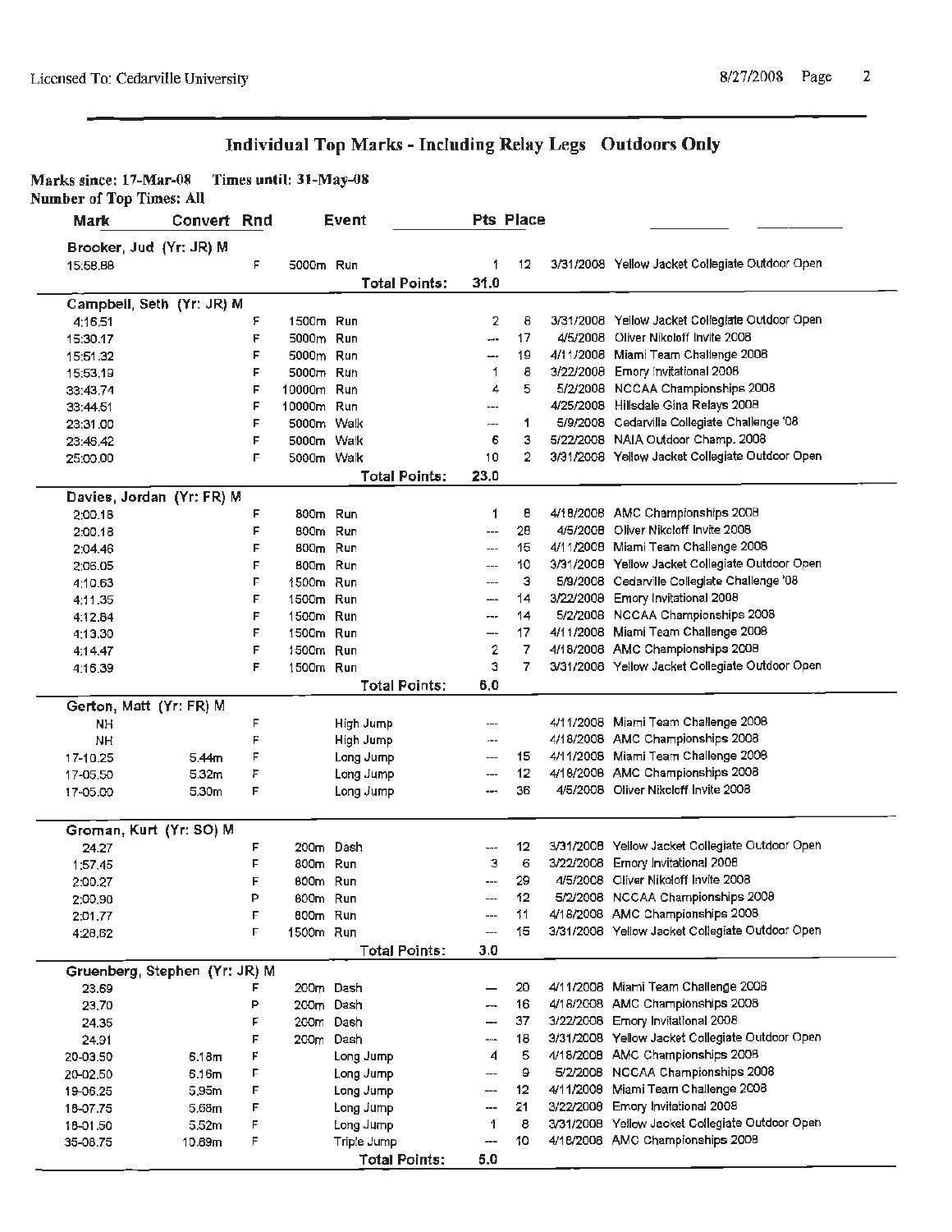Licensed To: Cedarville University

8/27/2008

## Individual Top Marks - Including Relay Legs Outdoors Only

**Marks since: 17-Mar-08 Times until: 31-May-08**
**Number of Top Times: All**

| Mark | Convert | Rnd | Event | Pts | Place | | |
|---|---|---|---|---|---|---|---|
| **Brooker, Jud (Yr: JR) M** | | | | | | | |
| 15:58.88 | | F | 5000m Run | 1 | 12 | 3/31/2008 | Yellow Jacket Collegiate Outdoor Open |
| | | | **Total Points:** | **31.0** | | | |
| **Campbell, Seth (Yr: JR) M** | | | | | | | |
| 4:16.51 | | F | 1500m Run | 2 | 8 | 3/31/2008 | Yellow Jacket Collegiate Outdoor Open |
| 15:30.17 | | F | 5000m Run | --- | 17 | 4/5/2008 | Oliver Nikoloff Invite 2008 |
| 15:51.32 | | F | 5000m Run | --- | 19 | 4/11/2008 | Miami Team Challenge 2008 |
| 15:53.19 | | F | 5000m Run | 1 | 8 | 3/22/2008 | Emory Invitational 2008 |
| 33:43.74 | | F | 10000m Run | 4 | 5 | 5/2/2008 | NCCAA Championships 2008 |
| 33:44.51 | | F | 10000m Run | --- | | 4/25/2008 | Hillsdale Gina Relays 2008 |
| 23:31.00 | | F | 5000m Walk | --- | 1 | 5/9/2008 | Cedarville Collegiate Challenge '08 |
| 23:46.42 | | F | 5000m Walk | 6 | 3 | 5/22/2008 | NAIA Outdoor Champ. 2008 |
| 25:00.00 | | F | 5000m Walk | 10 | 2 | 3/31/2008 | Yellow Jacket Collegiate Outdoor Open |
| | | | **Total Points:** | **23.0** | | | |
| **Davies, Jordan (Yr: FR) M** | | | | | | | |
| 2:00.18 | | F | 800m Run | 1 | 8 | 4/18/2008 | AMC Championships 2008 |
| 2:00.18 | | F | 800m Run | --- | 28 | 4/5/2008 | Oliver Nikoloff Invite 2008 |
| 2:04.46 | | F | 800m Run | --- | 15 | 4/11/2008 | Miami Team Challenge 2008 |
| 2:06.05 | | F | 800m Run | --- | 10 | 3/31/2008 | Yellow Jacket Collegiate Outdoor Open |
| 4:10.63 | | F | 1500m Run | --- | 3 | 5/9/2008 | Cedarville Collegiate Challenge '08 |
| 4:11.35 | | F | 1500m Run | --- | 14 | 3/22/2008 | Emory Invitational 2008 |
| 4:12.84 | | F | 1500m Run | --- | 14 | 5/2/2008 | NCCAA Championships 2008 |
| 4:13.30 | | F | 1500m Run | --- | 17 | 4/11/2008 | Miami Team Challenge 2008 |
| 4:14.47 | | F | 1500m Run | 2 | 7 | 4/18/2008 | AMC Championships 2008 |
| 4:16.39 | | F | 1500m Run | 3 | 7 | 3/31/2008 | Yellow Jacket Collegiate Outdoor Open |
| | | | **Total Points:** | **6.0** | | | |
| **Gerton, Matt (Yr: FR) M** | | | | | | | |
| NH | | F | High Jump | --- | | 4/11/2008 | Miami Team Challenge 2008 |
| NH | | F | High Jump | --- | | 4/18/2008 | AMC Championships 2008 |
| 17-10.25 | 5.44m | F | Long Jump | --- | 15 | 4/11/2008 | Miami Team Challenge 2008 |
| 17-05.50 | 5.32m | F | Long Jump | --- | 12 | 4/18/2008 | AMC Championships 2008 |
| 17-05.00 | 5.30m | F | Long Jump | --- | 36 | 4/5/2008 | Oliver Nikoloff Invite 2008 |
| **Groman, Kurt (Yr: SO) M** | | | | | | | |
| 24.27 | | F | 200m Dash | --- | 12 | 3/31/2008 | Yellow Jacket Collegiate Outdoor Open |
| 1:57.45 | | F | 800m Run | 3 | 6 | 3/22/2008 | Emory Invitational 2008 |
| 2:00.27 | | F | 800m Run | --- | 29 | 4/5/2008 | Oliver Nikoloff Invite 2008 |
| 2:00.90 | | P | 800m Run | --- | 12 | 5/2/2008 | NCCAA Championships 2008 |
| 2:01.77 | | F | 800m Run | --- | 11 | 4/18/2008 | AMC Championships 2008 |
| 4:28.62 | | F | 1500m Run | --- | 15 | 3/31/2008 | Yellow Jacket Collegiate Outdoor Open |
| | | | **Total Points:** | **3.0** | | | |
| **Gruenberg, Stephen (Yr: JR) M** | | | | | | | |
| 23.69 | | F | 200m Dash | --- | 20 | 4/11/2008 | Miami Team Challenge 2008 |
| 23.70 | | P | 200m Dash | --- | 16 | 4/18/2008 | AMC Championships 2008 |
| 24.35 | | F | 200m Dash | --- | 37 | 3/22/2008 | Emory Invitational 2008 |
| 24.91 | | F | 200m Dash | --- | 18 | 3/31/2008 | Yellow Jacket Collegiate Outdoor Open |
| 20-03.50 | 6.18m | F | Long Jump | 4 | 5 | 4/18/2008 | AMC Championships 2008 |
| 20-02.50 | 6.16m | F | Long Jump | --- | 9 | 5/2/2008 | NCCAA Championships 2008 |
| 19-06.25 | 5.95m | F | Long Jump | --- | 12 | 4/11/2008 | Miami Team Challenge 2008 |
| 18-07.75 | 5.68m | F | Long Jump | --- | 21 | 3/22/2008 | Emory Invitational 2008 |
| 18-01.50 | 5.52m | F | Long Jump | 1 | 8 | 3/31/2008 | Yellow Jacket Collegiate Outdoor Open |
| 35-08.75 | 10.89m | F | Triple Jump | --- | 10 | 4/18/2008 | AMC Championships 2008 |
| | | | **Total Points:** | **5.0** | | | |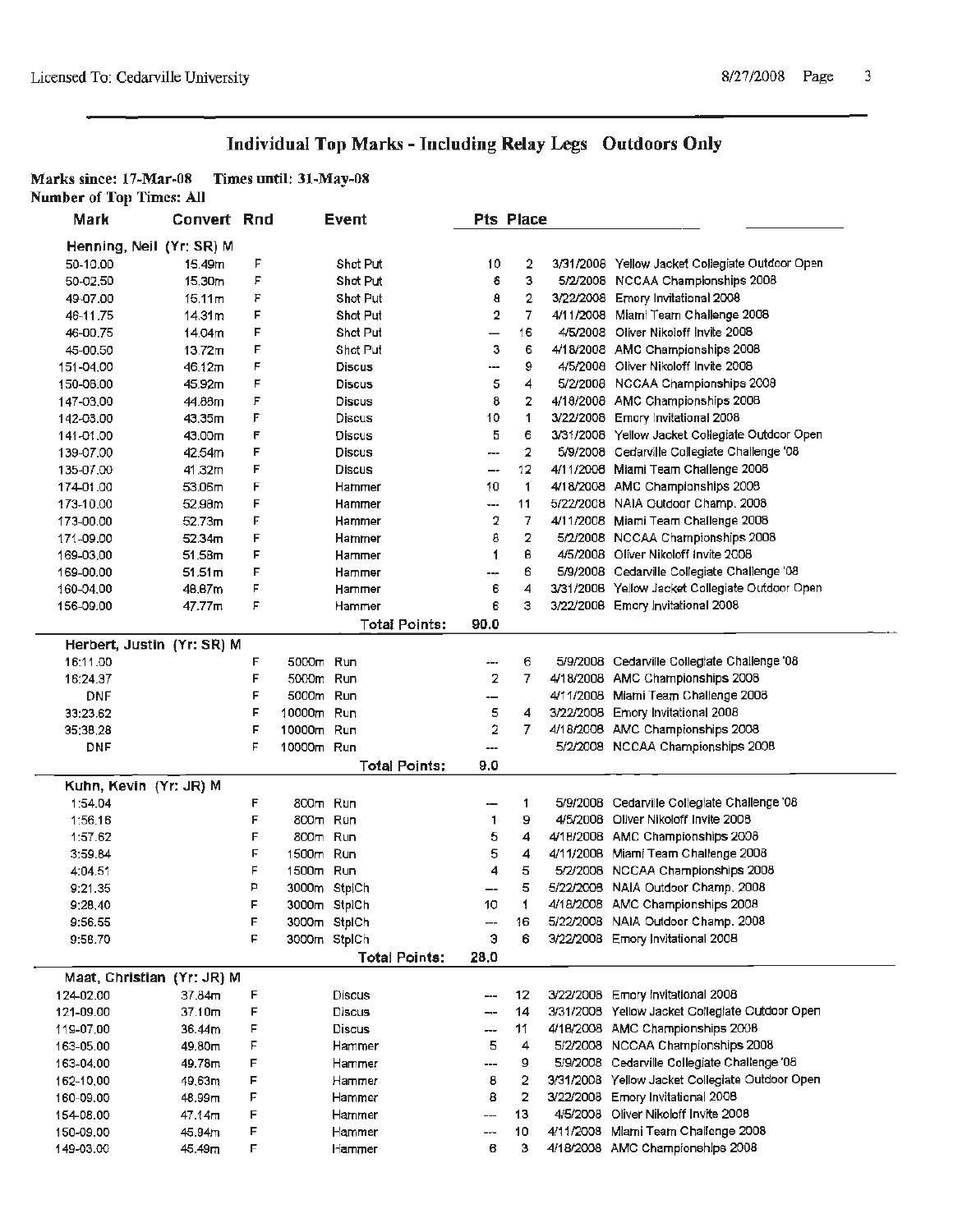# Individual Top Marks - Including Relay Legs Outdoors Only

**Marks since: 17-Mar-08 Times until: 31-May-08**
**Number of Top Times: All**

| Mark | Convert | Rnd | Event | Pts | Place | Date | Meet |
|---|---|---|---|---|---|---|---|
| **Henning, Neil (Yr: SR) M** | | | | | | | |
| 50-10.00 | 15.49m | F | Shot Put | 10 | 2 | 3/31/2008 | Yellow Jacket Collegiate Outdoor Open |
| 50-02.50 | 15.30m | F | Shot Put | 6 | 3 | 5/2/2008 | NCCAA Championships 2008 |
| 49-07.00 | 15.11m | F | Shot Put | 8 | 2 | 3/22/2008 | Emory Invitational 2008 |
| 46-11.75 | 14.31m | F | Shot Put | 2 | 7 | 4/11/2008 | Miami Team Challenge 2008 |
| 46-00.75 | 14.04m | F | Shot Put | --- | 16 | 4/5/2008 | Oliver Nikoloff Invite 2008 |
| 45-00.50 | 13.72m | F | Shot Put | 3 | 6 | 4/18/2008 | AMC Championships 2008 |
| 151-04.00 | 46.12m | F | Discus | --- | 9 | 4/5/2008 | Oliver Nikoloff Invite 2008 |
| 150-08.00 | 45.92m | F | Discus | 5 | 4 | 5/2/2008 | NCCAA Championships 2008 |
| 147-03.00 | 44.88m | F | Discus | 8 | 2 | 4/18/2008 | AMC Championships 2008 |
| 142-03.00 | 43.35m | F | Discus | 10 | 1 | 3/22/2008 | Emory Invitational 2008 |
| 141-01.00 | 43.00m | F | Discus | 5 | 6 | 3/31/2008 | Yellow Jacket Collegiate Outdoor Open |
| 139-07.00 | 42.54m | F | Discus | --- | 2 | 5/9/2008 | Cedarville Collegiate Challenge '08 |
| 135-07.00 | 41.32m | F | Discus | --- | 12 | 4/11/2008 | Miami Team Challenge 2008 |
| 174-01.00 | 53.06m | F | Hammer | 10 | 1 | 4/18/2008 | AMC Championships 2008 |
| 173-10.00 | 52.98m | F | Hammer | --- | 11 | 5/22/2008 | NAIA Outdoor Champ. 2008 |
| 173-00.00 | 52.73m | F | Hammer | 2 | 7 | 4/11/2008 | Miami Team Challenge 2008 |
| 171-09.00 | 52.34m | F | Hammer | 8 | 2 | 5/2/2008 | NCCAA Championships 2008 |
| 169-03.00 | 51.58m | F | Hammer | 1 | 8 | 4/5/2008 | Oliver Nikoloff Invite 2008 |
| 169-00.00 | 51.51m | F | Hammer | --- | 6 | 5/9/2008 | Cedarville Collegiate Challenge '08 |
| 160-04.00 | 48.87m | F | Hammer | 6 | 4 | 3/31/2008 | Yellow Jacket Collegiate Outdoor Open |
| 156-09.00 | 47.77m | F | Hammer | 6 | 3 | 3/22/2008 | Emory Invitational 2008 |
| | | | **Total Points:** | **90.0** | | | |
| **Herbert, Justin (Yr: SR) M** | | | | | | | |
| 16:11.00 | | F | 5000m Run | --- | 6 | 5/9/2008 | Cedarville Collegiate Challenge '08 |
| 16:24.37 | | F | 5000m Run | 2 | 7 | 4/18/2008 | AMC Championships 2008 |
| DNF | | F | 5000m Run | --- | | 4/11/2008 | Miami Team Challenge 2008 |
| 33:23.62 | | F | 10000m Run | 5 | 4 | 3/22/2008 | Emory Invitational 2008 |
| 35:38.28 | | F | 10000m Run | 2 | 7 | 4/18/2008 | AMC Championships 2008 |
| DNF | | F | 10000m Run | --- | | 5/2/2008 | NCCAA Championships 2008 |
| | | | **Total Points:** | **9.0** | | | |
| **Kuhn, Kevin (Yr: JR) M** | | | | | | | |
| 1:54.04 | | F | 800m Run | --- | 1 | 5/9/2008 | Cedarville Collegiate Challenge '08 |
| 1:56.16 | | F | 800m Run | 1 | 9 | 4/5/2008 | Oliver Nikoloff Invite 2008 |
| 1:57.62 | | F | 800m Run | 5 | 4 | 4/18/2008 | AMC Championships 2008 |
| 3:59.84 | | F | 1500m Run | 5 | 4 | 4/11/2008 | Miami Team Challenge 2008 |
| 4:04.51 | | F | 1500m Run | 4 | 5 | 5/2/2008 | NCCAA Championships 2008 |
| 9:21.35 | | P | 3000m StplCh | --- | 5 | 5/22/2008 | NAIA Outdoor Champ. 2008 |
| 9:28.40 | | F | 3000m StplCh | 10 | 1 | 4/18/2008 | AMC Championships 2008 |
| 9:56.55 | | F | 3000m StplCh | --- | 16 | 5/22/2008 | NAIA Outdoor Champ. 2008 |
| 9:58.70 | | F | 3000m StplCh | 3 | 6 | 3/22/2008 | Emory Invitational 2008 |
| | | | **Total Points:** | **28.0** | | | |
| **Maat, Christian (Yr: JR) M** | | | | | | | |
| 124-02.00 | 37.84m | F | Discus | --- | 12 | 3/22/2008 | Emory Invitational 2008 |
| 121-09.00 | 37.10m | F | Discus | --- | 14 | 3/31/2008 | Yellow Jacket Collegiate Outdoor Open |
| 119-07.00 | 36.44m | F | Discus | --- | 11 | 4/18/2008 | AMC Championships 2008 |
| 163-05.00 | 49.80m | F | Hammer | 5 | 4 | 5/2/2008 | NCCAA Championships 2008 |
| 163-04.00 | 49.78m | F | Hammer | --- | 9 | 5/9/2008 | Cedarville Collegiate Challenge '08 |
| 162-10.00 | 49.63m | F | Hammer | 8 | 2 | 3/31/2008 | Yellow Jacket Collegiate Outdoor Open |
| 160-09.00 | 48.99m | F | Hammer | 8 | 2 | 3/22/2008 | Emory Invitational 2008 |
| 154-08.00 | 47.14m | F | Hammer | --- | 13 | 4/5/2008 | Oliver Nikoloff Invite 2008 |
| 150-09.00 | 45.94m | F | Hammer | --- | 10 | 4/11/2008 | Miami Team Challenge 2008 |
| 149-03.00 | 45.49m | F | Hammer | 6 | 3 | 4/18/2008 | AMC Championships 2008 |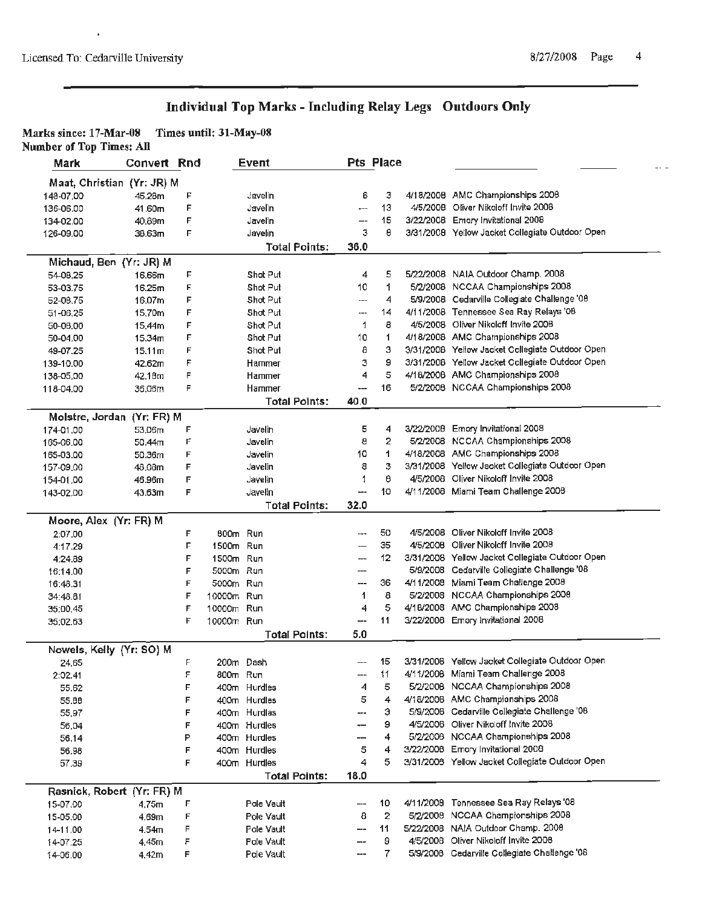## Individual Top Marks - Including Relay Legs Outdoors Only

**Marks since: 17-Mar-08 Times until: 31-May-08**
**Number of Top Times: All**

| Mark | Convert | Rnd | Event | Pts | Place | Date | Meet |
|---|---|---|---|---|---|---|---|
| **Maat, Christian (Yr: JR) M** | | | | | | | |
| 148-07.00 | 45.28m | F | Javelin | 6 | 3 | 4/18/2008 | AMC Championships 2008 |
| 136-06.00 | 41.60m | F | Javelin | --- | 13 | 4/5/2008 | Oliver Nikoloff Invite 2008 |
| 134-02.00 | 40.89m | F | Javelin | --- | 15 | 3/22/2008 | Emory Invitational 2008 |
| 126-09.00 | 38.63m | F | Javelin | 3 | 6 | 3/31/2008 | Yellow Jacket Collegiate Outdoor Open |
| | | | **Total Points:** | **36.0** | | | |
| **Michaud, Ben (Yr: JR) M** | | | | | | | |
| 54-08.25 | 16.66m | F | Shot Put | 4 | 5 | 5/22/2008 | NAIA Outdoor Champ. 2008 |
| 53-03.75 | 16.25m | F | Shot Put | 10 | 1 | 5/2/2008 | NCCAA Championships 2008 |
| 52-08.75 | 16.07m | F | Shot Put | --- | 4 | 5/9/2008 | Cedarville Collegiate Challenge '08 |
| 51-06.25 | 15.70m | F | Shot Put | --- | 14 | 4/11/2008 | Tennessee Sea Ray Relays '08 |
| 50-08.00 | 15.44m | F | Shot Put | 1 | 8 | 4/5/2008 | Oliver Nikoloff Invite 2008 |
| 50-04.00 | 15.34m | F | Shot Put | 10 | 1 | 4/18/2008 | AMC Championships 2008 |
| 49-07.25 | 15.11m | F | Shot Put | 6 | 3 | 3/31/2008 | Yellow Jacket Collegiate Outdoor Open |
| 139-10.00 | 42.62m | F | Hammer | 3 | 9 | 3/31/2008 | Yellow Jacket Collegiate Outdoor Open |
| 138-05.00 | 42.18m | F | Hammer | 4 | 5 | 4/18/2008 | AMC Championships 2008 |
| 118-04.00 | 36.06m | F | Hammer | --- | 16 | 5/2/2008 | NCCAA Championships 2008 |
| | | | **Total Points:** | **40.0** | | | |
| **Molstre, Jordan (Yr: FR) M** | | | | | | | |
| 174-01.00 | 53.06m | F | Javelin | 5 | 4 | 3/22/2008 | Emory Invitational 2008 |
| 165-06.00 | 50.44m | F | Javelin | 8 | 2 | 5/2/2008 | NCCAA Championships 2008 |
| 165-03.00 | 50.36m | F | Javelin | 10 | 1 | 4/18/2008 | AMC Championships 2008 |
| 157-09.00 | 48.08m | F | Javelin | 8 | 3 | 3/31/2008 | Yellow Jacket Collegiate Outdoor Open |
| 154-01.00 | 46.96m | F | Javelin | 1 | 8 | 4/5/2008 | Oliver Nikoloff Invite 2008 |
| 143-02.00 | 43.63m | F | Javelin | --- | 10 | 4/11/2008 | Miami Team Challenge 2008 |
| | | | **Total Points:** | **32.0** | | | |
| **Moore, Alex (Yr: FR) M** | | | | | | | |
| 2:07.00 | | F | 800m Run | --- | 50 | 4/5/2008 | Oliver Nikoloff Invite 2008 |
| 4:17.29 | | F | 1500m Run | --- | 35 | 4/5/2008 | Oliver Nikoloff Invite 2008 |
| 4:24.89 | | F | 1500m Run | --- | 12 | 3/31/2008 | Yellow Jacket Collegiate Outdoor Open |
| 16:14.00 | | F | 5000m Run | --- | | 5/9/2008 | Cedarville Collegiate Challenge '08 |
| 16:48.31 | | F | 5000m Run | --- | 36 | 4/11/2008 | Miami Team Challenge 2008 |
| 34:48.81 | | F | 10000m Run | 1 | 8 | 5/2/2008 | NCCAA Championships 2008 |
| 35:00.45 | | F | 10000m Run | 4 | 5 | 4/18/2008 | AMC Championships 2008 |
| 35:02.63 | | F | 10000m Run | --- | 11 | 3/22/2008 | Emory Invitational 2008 |
| | | | **Total Points:** | **5.0** | | | |
| **Nowels, Kelly (Yr: SO) M** | | | | | | | |
| 24.65 | | F | 200m Dash | --- | 15 | 3/31/2008 | Yellow Jacket Collegiate Outdoor Open |
| 2:02.41 | | F | 800m Run | --- | 11 | 4/11/2008 | Miami Team Challenge 2008 |
| 55.62 | | F | 400m Hurdles | 4 | 5 | 5/2/2008 | NCCAA Championships 2008 |
| 55.88 | | F | 400m Hurdles | 5 | 4 | 4/18/2008 | AMC Championships 2008 |
| 55.97 | | F | 400m Hurdles | --- | 3 | 5/9/2008 | Cedarville Collegiate Challenge '08 |
| 56.04 | | F | 400m Hurdles | --- | 9 | 4/5/2008 | Oliver Nikoloff Invite 2008 |
| 56.14 | | P | 400m Hurdles | --- | 4 | 5/2/2008 | NCCAA Championships 2008 |
| 56.98 | | F | 400m Hurdles | 5 | 4 | 3/22/2008 | Emory Invitational 2008 |
| 57.39 | | F | 400m Hurdles | 4 | 5 | 3/31/2008 | Yellow Jacket Collegiate Outdoor Open |
| | | | **Total Points:** | **18.0** | | | |
| **Rasnick, Robert (Yr: FR) M** | | | | | | | |
| 15-07.00 | 4.75m | F | Pole Vault | --- | 10 | 4/11/2008 | Tennessee Sea Ray Relays '08 |
| 15-05.00 | 4.69m | F | Pole Vault | 8 | 2 | 5/2/2008 | NCCAA Championships 2008 |
| 14-11.00 | 4.54m | F | Pole Vault | --- | 11 | 5/22/2008 | NAIA Outdoor Champ. 2008 |
| 14-07.25 | 4.45m | F | Pole Vault | --- | 9 | 4/5/2008 | Oliver Nikoloff Invite 2008 |
| 14-06.00 | 4.42m | F | Pole Vault | --- | 7 | 5/9/2008 | Cedarville Collegiate Challenge '08 |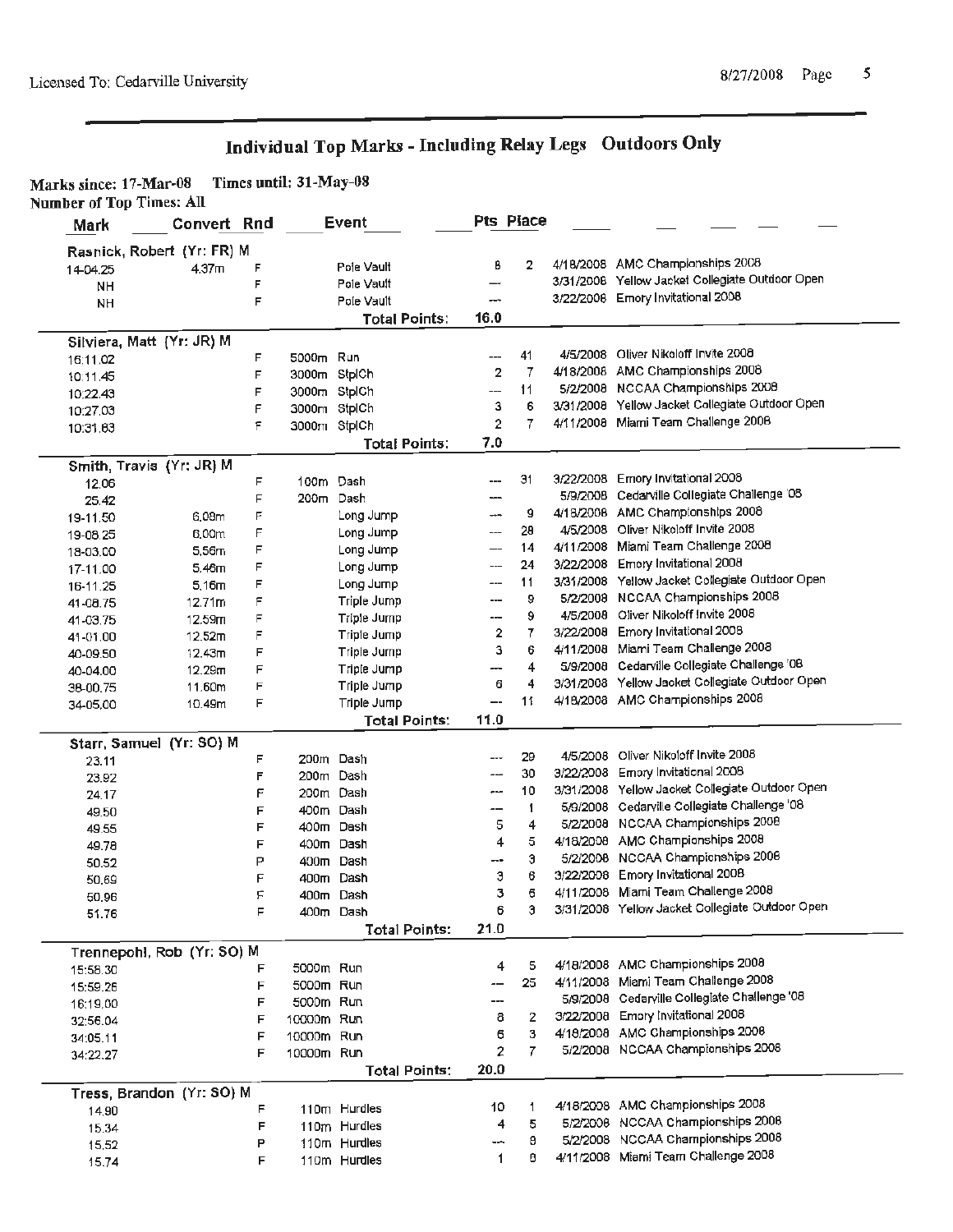## Individual Top Marks - Including Relay Legs   Outdoors Only

Marks since: 17-Mar-08   Times until: 31-May-08
Number of Top Times: All

| Mark | Convert | Rnd | Event | Pts | Place | Date | Meet |
|---|---|---|---|---|---|---|---|
| **Rasnick, Robert (Yr: FR) M** | | | | | | | |
| 14-04.25 | 4.37m | F | Pole Vault | 8 | 2 | 4/18/2008 | AMC Championships 2008 |
| NH | | F | Pole Vault | --- | | 3/31/2008 | Yellow Jacket Collegiate Outdoor Open |
| NH | | F | Pole Vault | --- | | 3/22/2008 | Emory Invitational 2008 |
| | | | **Total Points:** | **16.0** | | | |
| **Silviera, Matt (Yr: JR) M** | | | | | | | |
| 16:11.02 | | F | 5000m Run | --- | 41 | 4/5/2008 | Oliver Nikoloff Invite 2008 |
| 10:11.45 | | F | 3000m StplCh | 2 | 7 | 4/18/2008 | AMC Championships 2008 |
| 10:22.43 | | F | 3000m StplCh | --- | 11 | 5/2/2008 | NCCAA Championships 2008 |
| 10:27.03 | | F | 3000m StplCh | 3 | 6 | 3/31/2008 | Yellow Jacket Collegiate Outdoor Open |
| 10:31.63 | | F | 3000m StplCh | 2 | 7 | 4/11/2008 | Miami Team Challenge 2008 |
| | | | **Total Points:** | **7.0** | | | |
| **Smith, Travis (Yr: JR) M** | | | | | | | |
| 12.06 | | F | 100m Dash | --- | 31 | 3/22/2008 | Emory Invitational 2008 |
| 25.42 | | F | 200m Dash | --- | | 5/9/2008 | Cedarville Collegiate Challenge '08 |
| 19-11.50 | 6.08m | F | Long Jump | --- | 9 | 4/18/2008 | AMC Championships 2008 |
| 19-08.25 | 6.00m | F | Long Jump | --- | 28 | 4/5/2008 | Oliver Nikoloff Invite 2008 |
| 18-03.00 | 5.56m | F | Long Jump | --- | 14 | 4/11/2008 | Miami Team Challenge 2008 |
| 17-11.00 | 5.46m | F | Long Jump | --- | 24 | 3/22/2008 | Emory Invitational 2008 |
| 16-11.25 | 5.16m | F | Long Jump | --- | 11 | 3/31/2008 | Yellow Jacket Collegiate Outdoor Open |
| 41-08.75 | 12.71m | F | Triple Jump | --- | 9 | 5/2/2008 | NCCAA Championships 2008 |
| 41-03.75 | 12.59m | F | Triple Jump | --- | 9 | 4/5/2008 | Oliver Nikoloff Invite 2008 |
| 41-01.00 | 12.52m | F | Triple Jump | 2 | 7 | 3/22/2008 | Emory Invitational 2008 |
| 40-09.50 | 12.43m | F | Triple Jump | 3 | 6 | 4/11/2008 | Miami Team Challenge 2008 |
| 40-04.00 | 12.29m | F | Triple Jump | --- | 4 | 5/9/2008 | Cedarville Collegiate Challenge '08 |
| 38-00.75 | 11.60m | F | Triple Jump | 6 | 4 | 3/31/2008 | Yellow Jacket Collegiate Outdoor Open |
| 34-05.00 | 10.49m | F | Triple Jump | --- | 11 | 4/18/2008 | AMC Championships 2008 |
| | | | **Total Points:** | **11.0** | | | |
| **Starr, Samuel (Yr: SO) M** | | | | | | | |
| 23.11 | | F | 200m Dash | --- | 29 | 4/5/2008 | Oliver Nikoloff Invite 2008 |
| 23.92 | | F | 200m Dash | --- | 30 | 3/22/2008 | Emory Invitational 2008 |
| 24.17 | | F | 200m Dash | --- | 10 | 3/31/2008 | Yellow Jacket Collegiate Outdoor Open |
| 49.50 | | F | 400m Dash | --- | 1 | 5/9/2008 | Cedarville Collegiate Challenge '08 |
| 49.55 | | F | 400m Dash | 5 | 4 | 5/2/2008 | NCCAA Championships 2008 |
| 49.78 | | F | 400m Dash | 4 | 5 | 4/18/2008 | AMC Championships 2008 |
| 50.52 | | P | 400m Dash | --- | 3 | 5/2/2008 | NCCAA Championships 2008 |
| 50.69 | | F | 400m Dash | 3 | 6 | 3/22/2008 | Emory Invitational 2008 |
| 50.96 | | F | 400m Dash | 3 | 6 | 4/11/2008 | Miami Team Challenge 2008 |
| 51.76 | | F | 400m Dash | 6 | 3 | 3/31/2008 | Yellow Jacket Collegiate Outdoor Open |
| | | | **Total Points:** | **21.0** | | | |
| **Trennepohl, Rob (Yr: SO) M** | | | | | | | |
| 15:58.30 | | F | 5000m Run | 4 | 5 | 4/18/2008 | AMC Championships 2008 |
| 15:59.26 | | F | 5000m Run | --- | 25 | 4/11/2008 | Miami Team Challenge 2008 |
| 16:19.00 | | F | 5000m Run | --- | | 5/9/2008 | Cedarville Collegiate Challenge '08 |
| 32:56.04 | | F | 10000m Run | 8 | 2 | 3/22/2008 | Emory Invitational 2008 |
| 34:05.11 | | F | 10000m Run | 6 | 3 | 4/18/2008 | AMC Championships 2008 |
| 34:22.27 | | F | 10000m Run | 2 | 7 | 5/2/2008 | NCCAA Championships 2008 |
| | | | **Total Points:** | **20.0** | | | |
| **Tress, Brandon (Yr: SO) M** | | | | | | | |
| 14.90 | | F | 110m Hurdles | 10 | 1 | 4/18/2008 | AMC Championships 2008 |
| 15.34 | | F | 110m Hurdles | 4 | 5 | 5/2/2008 | NCCAA Championships 2008 |
| 15.52 | | P | 110m Hurdles | --- | 8 | 5/2/2008 | NCCAA Championships 2008 |
| 15.74 | | F | 110m Hurdles | 1 | 8 | 4/11/2008 | Miami Team Challenge 2008 |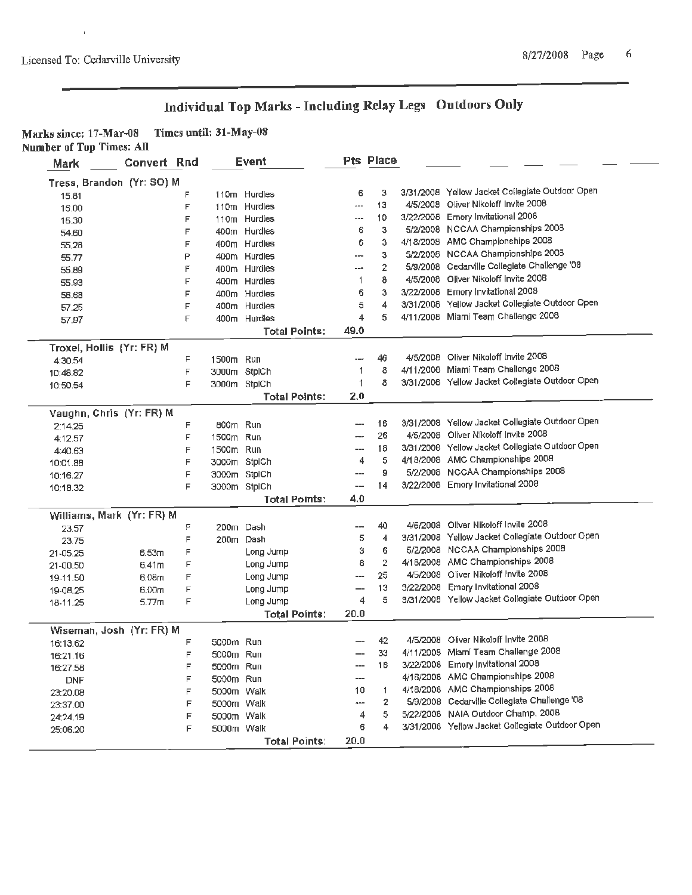# Individual Top Marks - Including Relay Legs Outdoors Only

**Marks since: 17-Mar-08 Times until: 31-May-08**
**Number of Top Times: All**

| Mark | Convert | Rnd | Event | Pts | Place | Date | Meet |
|---|---|---|---|---|---|---|---|
| **Tress, Brandon (Yr: SO) M** | | | | | | | |
| 15.81 | | F | 110m Hurdles | 6 | 3 | 3/31/2008 | Yellow Jacket Collegiate Outdoor Open |
| 16.00 | | F | 110m Hurdles | --- | 13 | 4/5/2008 | Oliver Nikoloff Invite 2008 |
| 16.30 | | F | 110m Hurdles | --- | 10 | 3/22/2008 | Emory Invitational 2008 |
| 54.60 | | F | 400m Hurdles | 6 | 3 | 5/2/2008 | NCCAA Championships 2008 |
| 55.28 | | F | 400m Hurdles | 6 | 3 | 4/18/2008 | AMC Championships 2008 |
| 55.77 | | P | 400m Hurdles | --- | 3 | 5/2/2008 | NCCAA Championships 2008 |
| 55.89 | | F | 400m Hurdles | --- | 2 | 5/9/2008 | Cedarville Collegiate Challenge '08 |
| 55.93 | | F | 400m Hurdles | 1 | 8 | 4/5/2008 | Oliver Nikoloff Invite 2008 |
| 56.68 | | F | 400m Hurdles | 6 | 3 | 3/22/2008 | Emory Invitational 2008 |
| 57.25 | | F | 400m Hurdles | 5 | 4 | 3/31/2008 | Yellow Jacket Collegiate Outdoor Open |
| 57.97 | | F | 400m Hurdles | 4 | 5 | 4/11/2008 | Miami Team Challenge 2008 |
| | | | **Total Points:** | **49.0** | | | |
| **Troxel, Hollis (Yr: FR) M** | | | | | | | |
| 4:30.54 | | F | 1500m Run | --- | 46 | 4/5/2008 | Oliver Nikoloff Invite 2008 |
| 10:48.82 | | F | 3000m StplCh | 1 | 8 | 4/11/2008 | Miami Team Challenge 2008 |
| 10:50.54 | | F | 3000m StplCh | 1 | 8 | 3/31/2008 | Yellow Jacket Collegiate Outdoor Open |
| | | | **Total Points:** | **2.0** | | | |
| **Vaughn, Chris (Yr: FR) M** | | | | | | | |
| 2:14.25 | | F | 800m Run | --- | 16 | 3/31/2008 | Yellow Jacket Collegiate Outdoor Open |
| 4:12.57 | | F | 1500m Run | --- | 26 | 4/5/2008 | Oliver Nikoloff Invite 2008 |
| 4:40.63 | | F | 1500m Run | --- | 18 | 3/31/2008 | Yellow Jacket Collegiate Outdoor Open |
| 10:01.88 | | F | 3000m StplCh | 4 | 5 | 4/18/2008 | AMC Championships 2008 |
| 10:16.27 | | F | 3000m StplCh | --- | 9 | 5/2/2008 | NCCAA Championships 2008 |
| 10:18.32 | | F | 3000m StplCh | --- | 14 | 3/22/2008 | Emory Invitational 2008 |
| | | | **Total Points:** | **4.0** | | | |
| **Williams, Mark (Yr: FR) M** | | | | | | | |
| 23.57 | | F | 200m Dash | --- | 40 | 4/5/2008 | Oliver Nikoloff Invite 2008 |
| 23.75 | | F | 200m Dash | 5 | 4 | 3/31/2008 | Yellow Jacket Collegiate Outdoor Open |
| 21-05.25 | 6.53m | F | Long Jump | 3 | 6 | 5/2/2008 | NCCAA Championships 2008 |
| 21-00.50 | 6.41m | F | Long Jump | 8 | 2 | 4/18/2008 | AMC Championships 2008 |
| 19-11.50 | 6.08m | F | Long Jump | --- | 25 | 4/5/2008 | Oliver Nikoloff Invite 2008 |
| 19-08.25 | 6.00m | F | Long Jump | --- | 13 | 3/22/2008 | Emory Invitational 2008 |
| 18-11.25 | 5.77m | F | Long Jump | 4 | 5 | 3/31/2008 | Yellow Jacket Collegiate Outdoor Open |
| | | | **Total Points:** | **20.0** | | | |
| **Wiseman, Josh (Yr: FR) M** | | | | | | | |
| 16:13.62 | | F | 5000m Run | --- | 42 | 4/5/2008 | Oliver Nikoloff Invite 2008 |
| 16:21.16 | | F | 5000m Run | --- | 33 | 4/11/2008 | Miami Team Challenge 2008 |
| 16:27.58 | | F | 5000m Run | --- | 16 | 3/22/2008 | Emory Invitational 2008 |
| DNF | | F | 5000m Run | --- | | 4/18/2008 | AMC Championships 2008 |
| 23:20.08 | | F | 5000m Walk | 10 | 1 | 4/18/2008 | AMC Championships 2008 |
| 23:37.00 | | F | 5000m Walk | --- | 2 | 5/9/2008 | Cedarville Collegiate Challenge '08 |
| 24:24.19 | | F | 5000m Walk | 4 | 5 | 5/22/2008 | NAIA Outdoor Champ. 2008 |
| 25:06.20 | | F | 5000m Walk | 6 | 4 | 3/31/2008 | Yellow Jacket Collegiate Outdoor Open |
| | | | **Total Points:** | **20.0** | | | |